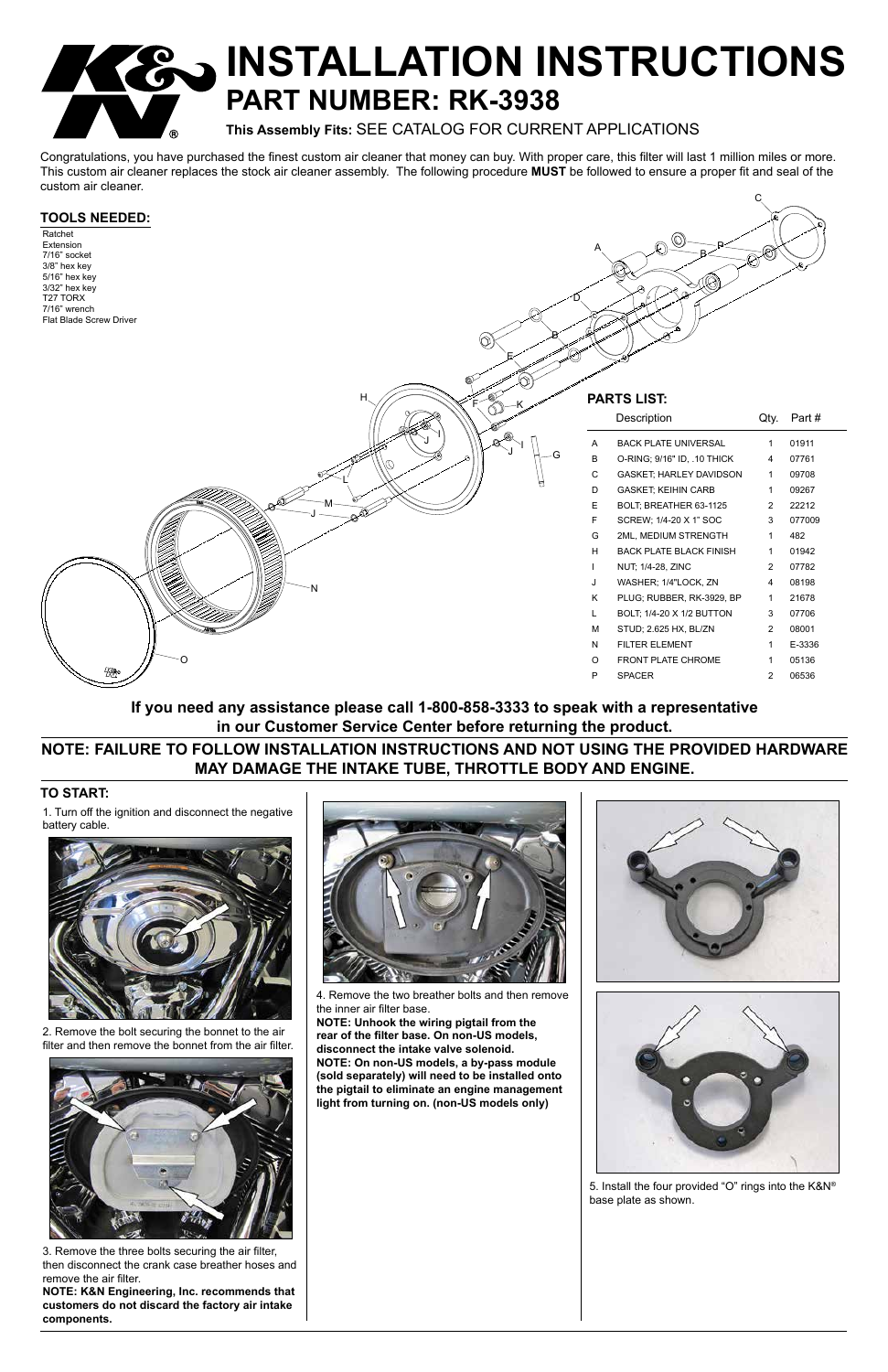# INSTALLATION INSTRUCTIONS

## PART NUMBER: RK-3938

**This Assembly Fits:** SEE CATALOG FOR CURRENT APPLICATIONS

Congratulations, you have purchased the finest custom air cleaner that money can buy. With proper care, this filter will last 1 million miles or more. This custom air cleaner replaces the stock air cleaner assembly. The following procedure **MUST** be followed to ensure a proper fit and seal of the custom air cleaner.

### TOOLS NEEDED:

- Ratchet
- Extension
- 7/16" socket
- 3/8" hex key
- 5/16" hex key
- 3/32" hex key
- T27 TORX
- 7/16" wrench
- Flat Blade Screw Driver

### PARTS LIST:

| | Description | Qty. | Part # |
|---|---|---|---|
| A | BACK PLATE UNIVERSAL | 1 | 01911 |
| B | O-RING; 9/16" ID, .10 THICK | 4 | 07761 |
| C | GASKET; HARLEY DAVIDSON | 1 | 09708 |
| D | GASKET; KEIHIN CARB | 1 | 09267 |
| E | BOLT; BREATHER 63-1125 | 2 | 22212 |
| F | SCREW; 1/4-20 X 1" SOC | 3 | 077009 |
| G | 2ML, MEDIUM STRENGTH | 1 | 482 |
| H | BACK PLATE BLACK FINISH | 1 | 01942 |
| I | NUT; 1/4-28, ZINC | 2 | 07782 |
| J | WASHER; 1/4"LOCK, ZN | 4 | 08198 |
| K | PLUG; RUBBER, RK-3929, BP | 1 | 21678 |
| L | BOLT; 1/4-20 X 1/2 BUTTON | 3 | 07706 |
| M | STUD; 2.625 HX, BL/ZN | 2 | 08001 |
| N | FILTER ELEMENT | 1 | E-3336 |
| O | FRONT PLATE CHROME | 1 | 05136 |
| P | SPACER | 2 | 06536 |

**If you need any assistance please call 1-800-858-3333 to speak with a representative in our Customer Service Center before returning the product.**

**NOTE: FAILURE TO FOLLOW INSTALLATION INSTRUCTIONS AND NOT USING THE PROVIDED HARDWARE MAY DAMAGE THE INTAKE TUBE, THROTTLE BODY AND ENGINE.**

### TO START:

1. Turn off the ignition and disconnect the negative battery cable.

2. Remove the bolt securing the bonnet to the air filter and then remove the bonnet from the air filter.

3. Remove the three bolts securing the air filter, then disconnect the crank case breather hoses and remove the air filter.
**NOTE: K&N Engineering, Inc. recommends that customers do not discard the factory air intake components.**

4. Remove the two breather bolts and then remove the inner air filter base.
**NOTE: Unhook the wiring pigtail from the rear of the filter base. On non-US models, disconnect the intake valve solenoid.**
**NOTE: On non-US models, a by-pass module (sold separately) will need to be installed onto the pigtail to eliminate an engine management light from turning on. (non-US models only)**

5. Install the four provided "O" rings into the K&N® base plate as shown.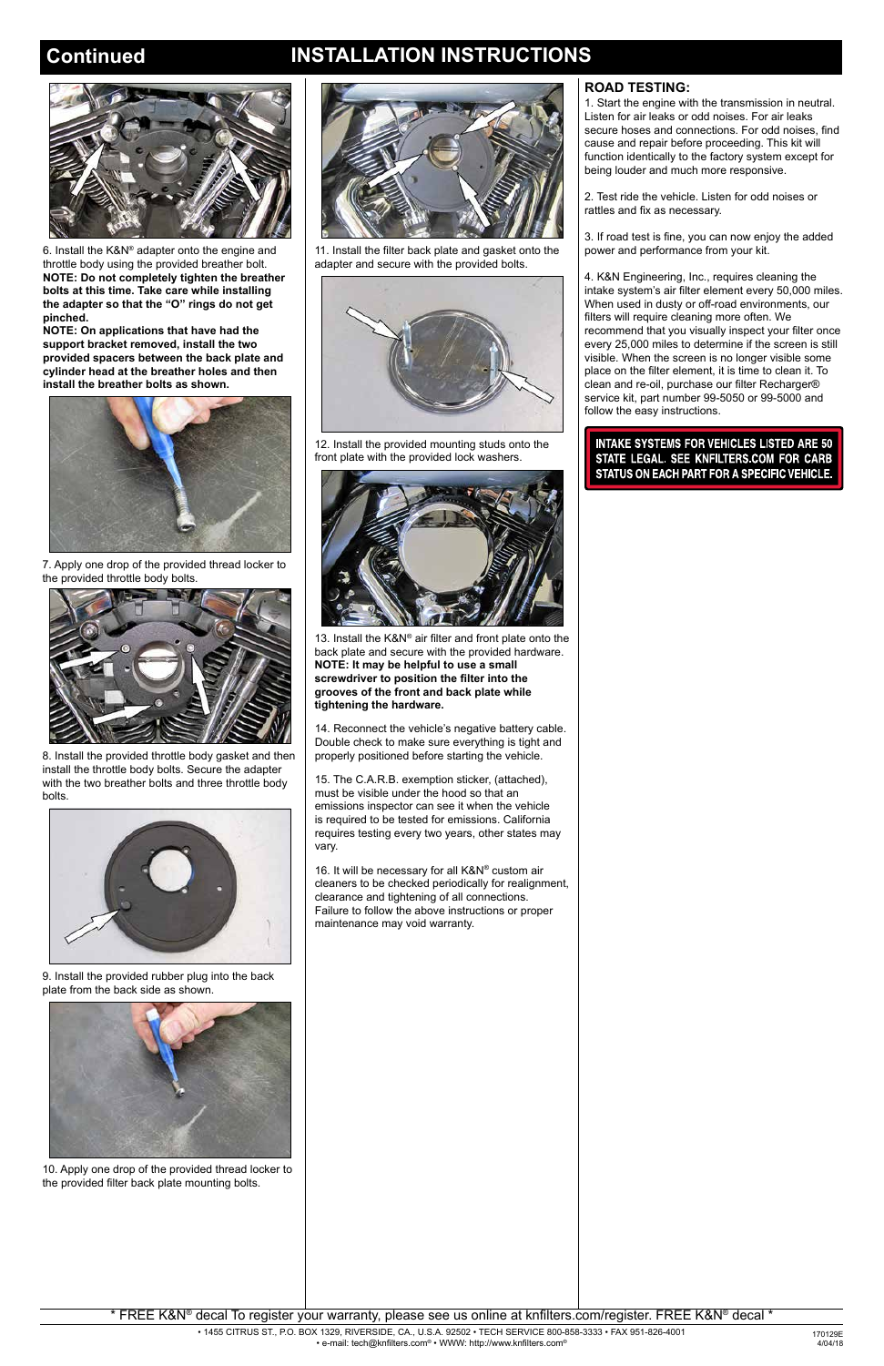# Continued INSTALLATION INSTRUCTIONS

6. Install the K&N® adapter onto the engine and throttle body using the provided breather bolt. **NOTE: Do not completely tighten the breather bolts at this time. Take care while installing the adapter so that the "O" rings do not get pinched.**
**NOTE: On applications that have had the support bracket removed, install the two provided spacers between the back plate and cylinder head at the breather holes and then install the breather bolts as shown.**

7. Apply one drop of the provided thread locker to the provided throttle body bolts.

8. Install the provided throttle body gasket and then install the throttle body bolts. Secure the adapter with the two breather bolts and three throttle body bolts.

9. Install the provided rubber plug into the back plate from the back side as shown.

10. Apply one drop of the provided thread locker to the provided filter back plate mounting bolts.

11. Install the filter back plate and gasket onto the adapter and secure with the provided bolts.

12. Install the provided mounting studs onto the front plate with the provided lock washers.

13. Install the K&N® air filter and front plate onto the back plate and secure with the provided hardware. **NOTE: It may be helpful to use a small screwdriver to position the filter into the grooves of the front and back plate while tightening the hardware.**

14. Reconnect the vehicle's negative battery cable. Double check to make sure everything is tight and properly positioned before starting the vehicle.

15. The C.A.R.B. exemption sticker, (attached), must be visible under the hood so that an emissions inspector can see it when the vehicle is required to be tested for emissions. California requires testing every two years, other states may vary.

16. It will be necessary for all K&N® custom air cleaners to be checked periodically for realignment, clearance and tightening of all connections. Failure to follow the above instructions or proper maintenance may void warranty.

## ROAD TESTING:

1. Start the engine with the transmission in neutral. Listen for air leaks or odd noises. For air leaks secure hoses and connections. For odd noises, find cause and repair before proceeding. This kit will function identically to the factory system except for being louder and much more responsive.

2. Test ride the vehicle. Listen for odd noises or rattles and fix as necessary.

3. If road test is fine, you can now enjoy the added power and performance from your kit.

4. K&N Engineering, Inc., requires cleaning the intake system's air filter element every 50,000 miles. When used in dusty or off-road environments, our filters will require cleaning more often. We recommend that you visually inspect your filter once every 25,000 miles to determine if the screen is still visible. When the screen is no longer visible some place on the filter element, it is time to clean it. To clean and re-oil, purchase our filter Recharger® service kit, part number 99-5050 or 99-5000 and follow the easy instructions.

**INTAKE SYSTEMS FOR VEHICLES LISTED ARE 50 STATE LEGAL. SEE KNFILTERS.COM FOR CARB STATUS ON EACH PART FOR A SPECIFIC VEHICLE.**

\* FREE K&N® decal To register your warranty, please see us online at knfilters.com/register. FREE K&N® decal \*

• 1455 CITRUS ST., P.O. BOX 1329, RIVERSIDE, CA., U.S.A. 92502 • TECH SERVICE 800-858-3333 • FAX 951-826-4001
• e-mail: tech@knfilters.com® • WWW: http://www.knfilters.com®

170129E
4/04/18